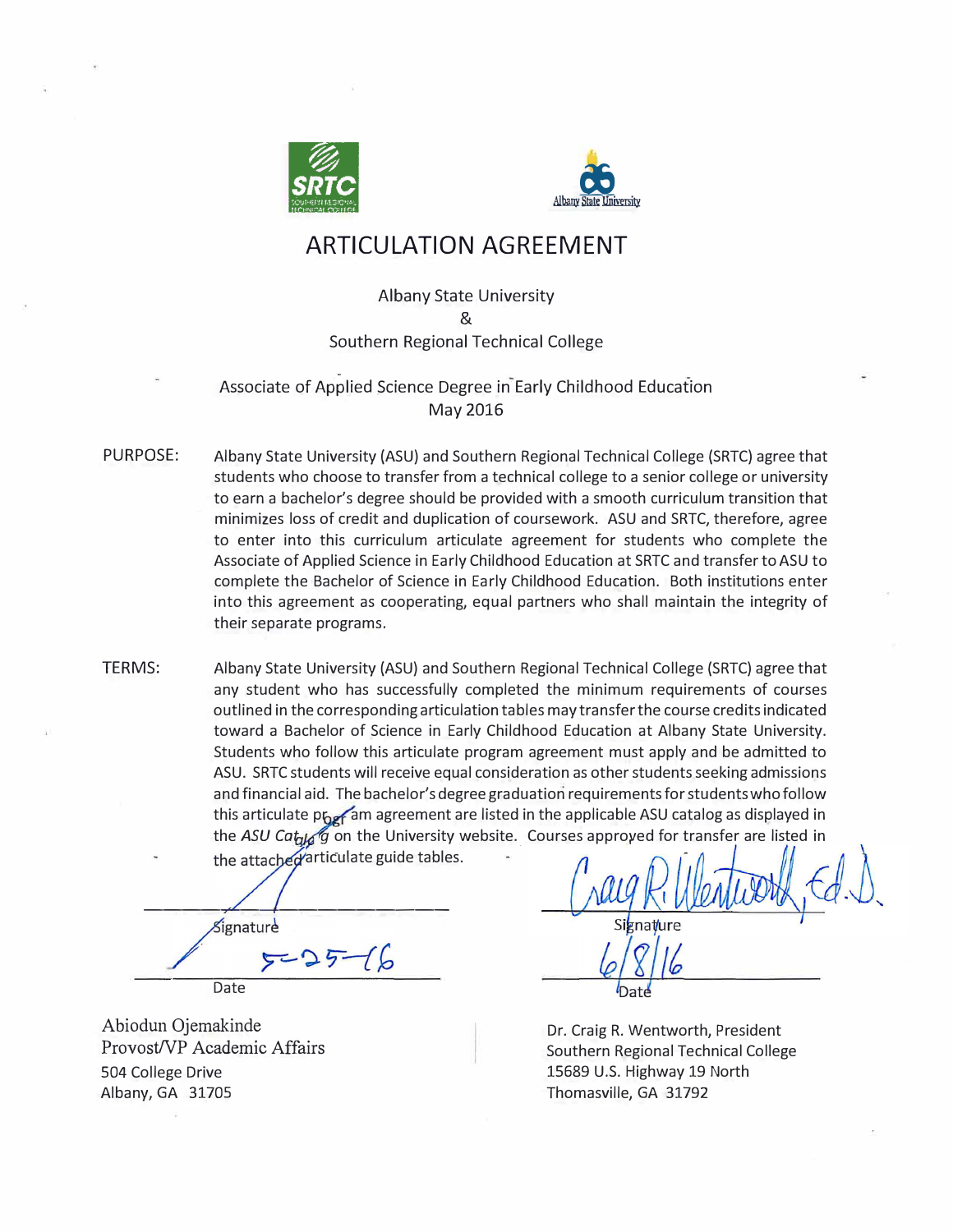# ARTICULATION AGREEMENT

Albany State University
&
Southern Regional Technical College

Associate of Applied Science Degree in Early Childhood Education
May 2016

PURPOSE: Albany State University (ASU) and Southern Regional Technical College (SRTC) agree that students who choose to transfer from a technical college to a senior college or university to earn a bachelor's degree should be provided with a smooth curriculum transition that minimizes loss of credit and duplication of coursework. ASU and SRTC, therefore, agree to enter into this curriculum articulate agreement for students who complete the Associate of Applied Science in Early Childhood Education at SRTC and transfer to ASU to complete the Bachelor of Science in Early Childhood Education. Both institutions enter into this agreement as cooperating, equal partners who shall maintain the integrity of their separate programs.

TERMS: Albany State University (ASU) and Southern Regional Technical College (SRTC) agree that any student who has successfully completed the minimum requirements of courses outlined in the corresponding articulation tables may transfer the course credits indicated toward a Bachelor of Science in Early Childhood Education at Albany State University. Students who follow this articulate program agreement must apply and be admitted to ASU. SRTC students will receive equal consideration as other students seeking admissions and financial aid. The bachelor's degree graduation requirements for students who follow this articulate program agreement are listed in the applicable ASU catalog as displayed in the *ASU Catalog* on the University website. Courses approved for transfer are listed in the attached articulate guide tables.

Signature

5-25-16

Date

Abiodun Ojemakinde
Provost/VP Academic Affairs
504 College Drive
Albany, GA 31705

Craig R. Wentworth, Ed.D.

Signature

6/8/16

Date

Dr. Craig R. Wentworth, President
Southern Regional Technical College
15689 U.S. Highway 19 North
Thomasville, GA 31792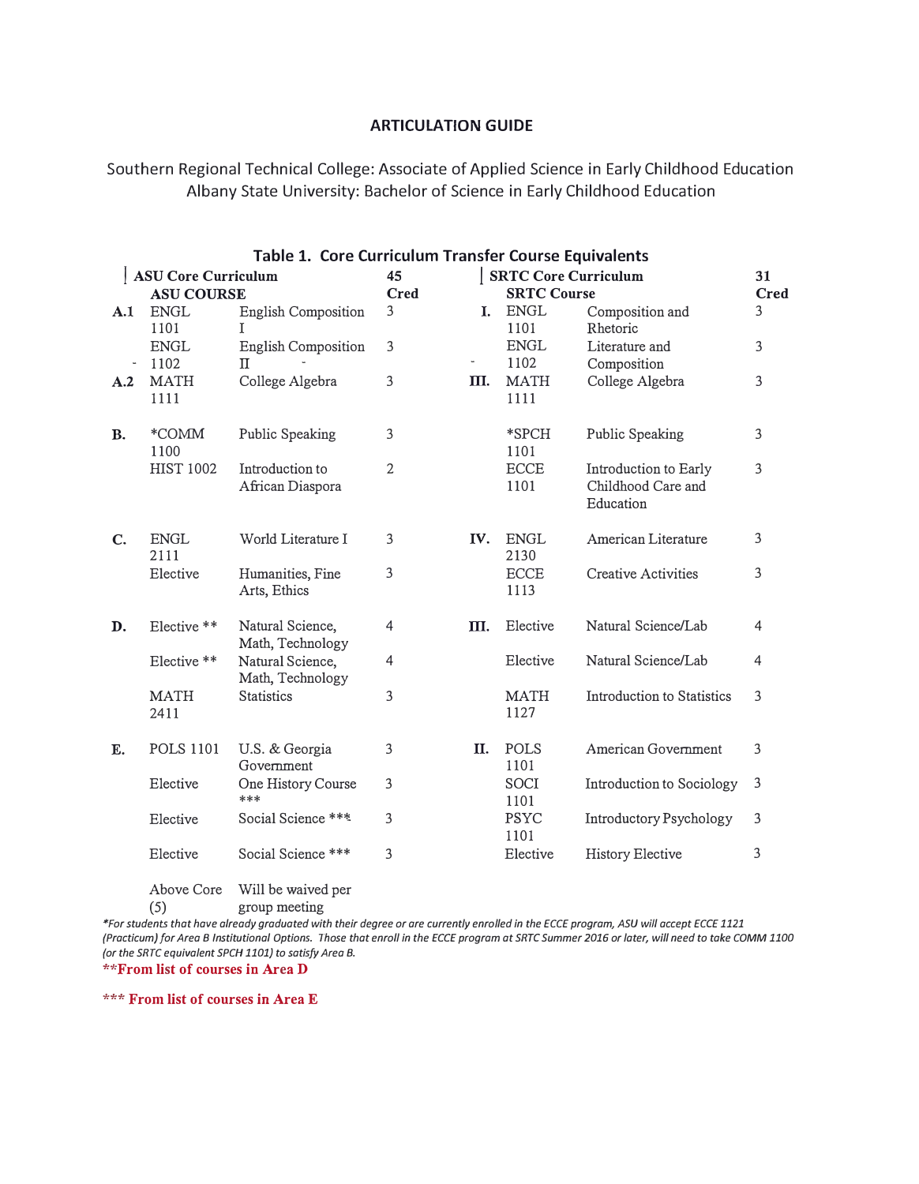## ARTICULATION GUIDE

Southern Regional Technical College: Associate of Applied Science in Early Childhood Education
Albany State University: Bachelor of Science in Early Childhood Education

### Table 1. Core Curriculum Transfer Course Equivalents

| | ASU Core Curriculum | | 45 | | SRTC Core Curriculum | | 31 |
|---|---|---|---|---|---|---|---|
| | **ASU COURSE** | | **Cred** | | **SRTC Course** | | **Cred** |
| **A.1** | ENGL 1101 | English Composition I | 3 | **I.** | ENGL 1101 | Composition and Rhetoric | 3 |
| - | ENGL 1102 | English Composition II | 3 | - | ENGL 1102 | Literature and Composition | 3 |
| **A.2** | MATH 1111 | College Algebra | 3 | **III.** | MATH 1111 | College Algebra | 3 |
| **B.** | *COMM 1100 | Public Speaking | 3 | | *SPCH 1101 | Public Speaking | 3 |
| | HIST 1002 | Introduction to African Diaspora | 2 | | ECCE 1101 | Introduction to Early Childhood Care and Education | 3 |
| **C.** | ENGL 2111 | World Literature I | 3 | **IV.** | ENGL 2130 | American Literature | 3 |
| | Elective | Humanities, Fine Arts, Ethics | 3 | | ECCE 1113 | Creative Activities | 3 |
| **D.** | Elective ** | Natural Science, Math, Technology | 4 | **III.** | Elective | Natural Science/Lab | 4 |
| | Elective ** | Natural Science, Math, Technology | 4 | | Elective | Natural Science/Lab | 4 |
| | MATH 2411 | Statistics | 3 | | MATH 1127 | Introduction to Statistics | 3 |
| **E.** | POLS 1101 | U.S. & Georgia Government | 3 | **II.** | POLS 1101 | American Government | 3 |
| | Elective | One History Course *** | 3 | | SOCI 1101 | Introduction to Sociology | 3 |
| | Elective | Social Science *** | 3 | | PSYC 1101 | Introductory Psychology | 3 |
| | Elective | Social Science *** | 3 | | Elective | History Elective | 3 |
| | Above Core (5) | Will be waived per group meeting | | | | | |

*For students that have already graduated with their degree or are currently enrolled in the ECCE program, ASU will accept ECCE 1121 (Practicum) for Area B Institutional Options. Those that enroll in the ECCE program at SRTC Summer 2016 or later, will need to take COMM 1100 (or the SRTC equivalent SPCH 1101) to satisfy Area B.*

**From list of courses in Area D

*** From list of courses in Area E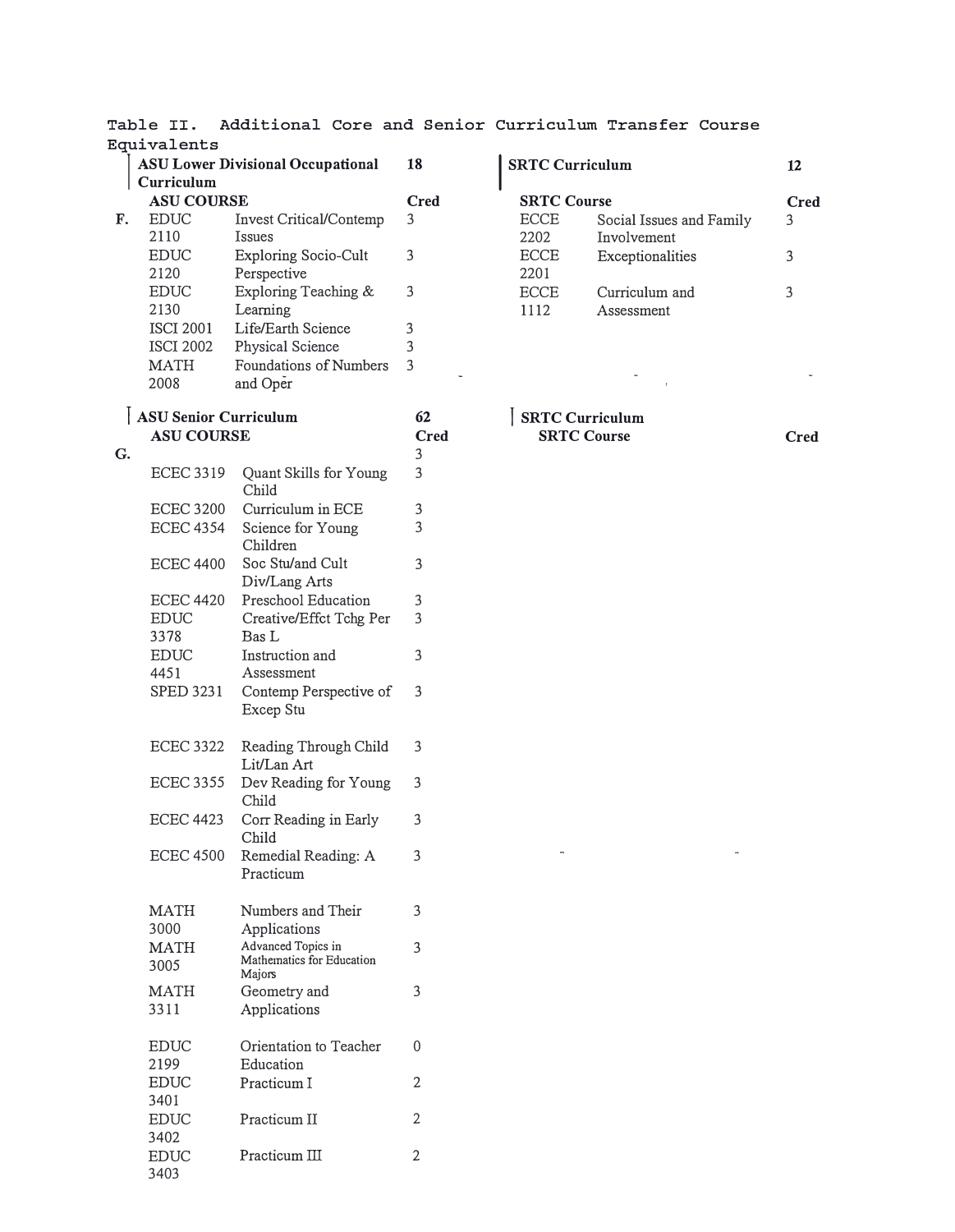Table II. Additional Core and Senior Curriculum Transfer Course Equivalents

| | ASU Lower Divisional Occupational Curriculum | | 18 | SRTC Curriculum | | 12 |
|---|---|---|---|---|---|---|
| | **ASU COURSE** | | **Cred** | **SRTC Course** | | **Cred** |
| F. | EDUC 2110 | Invest Critical/Contemp Issues | 3 | ECCE 2202 | Social Issues and Family Involvement | 3 |
| | EDUC 2120 | Exploring Socio-Cult Perspective | 3 | ECCE 2201 | Exceptionalities | 3 |
| | EDUC 2130 | Exploring Teaching & Learning | 3 | ECCE 1112 | Curriculum and Assessment | 3 |
| | ISCI 2001 | Life/Earth Science | 3 | | | |
| | ISCI 2002 | Physical Science | 3 | | | |
| | MATH 2008 | Foundations of Numbers and Oper | 3 | | | |

| | ASU Senior Curriculum | | 62 | SRTC Curriculum | |
|---|---|---|---|---|---|
| | **ASU COURSE** | | **Cred** | **SRTC Course** | **Cred** |
| G. | | | 3 | | |
| | ECEC 3319 | Quant Skills for Young Child | 3 | | |
| | ECEC 3200 | Curriculum in ECE | 3 | | |
| | ECEC 4354 | Science for Young Children | 3 | | |
| | ECEC 4400 | Soc Stu/and Cult Div/Lang Arts | 3 | | |
| | ECEC 4420 | Preschool Education | 3 | | |
| | EDUC 3378 | Creative/Effct Tchg Per Bas L | 3 | | |
| | EDUC 4451 | Instruction and Assessment | 3 | | |
| | SPED 3231 | Contemp Perspective of Excep Stu | 3 | | |
| | ECEC 3322 | Reading Through Child Lit/Lan Art | 3 | | |
| | ECEC 3355 | Dev Reading for Young Child | 3 | | |
| | ECEC 4423 | Corr Reading in Early Child | 3 | | |
| | ECEC 4500 | Remedial Reading: A Practicum | 3 | | |
| | MATH 3000 | Numbers and Their Applications | 3 | | |
| | MATH 3005 | Advanced Topics in Mathematics for Education Majors | 3 | | |
| | MATH 3311 | Geometry and Applications | 3 | | |
| | EDUC 2199 | Orientation to Teacher Education | 0 | | |
| | EDUC 3401 | Practicum I | 2 | | |
| | EDUC 3402 | Practicum II | 2 | | |
| | EDUC 3403 | Practicum III | 2 | | |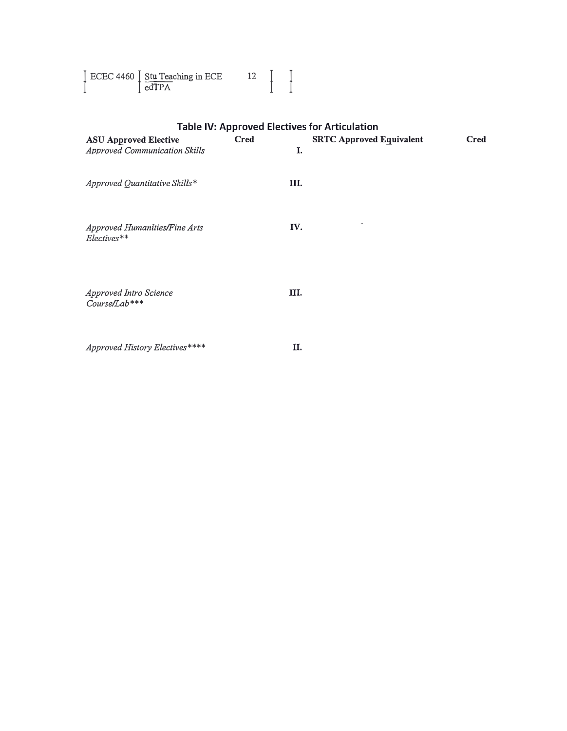| | | | | |
|---|---|---|---|---|
| ECEC 4460 | Stu Teaching in ECE<br>edTPA | 12 | | |

**Table IV: Approved Electives for Articulation**

| ASU Approved Elective | Cred | | SRTC Approved Equivalent | Cred |
|---|---|---|---|---|
| *Approved Communication Skills* | | I. | | |
| *Approved Quantitative Skills** | | III. | | |
| *Approved Humanities/Fine Arts Electives*** | | IV. | | |
| *Approved Intro Science Course/Lab**** | | III. | | |
| *Approved History Electives***** | | II. | | |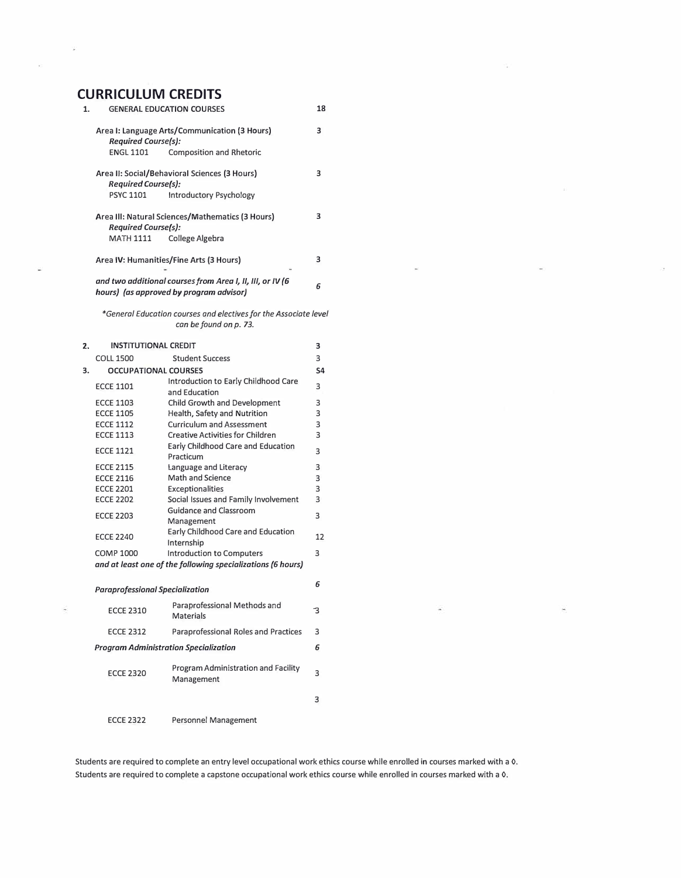## CURRICULUM CREDITS

| | | |
|---|---|---|
| **1.** | **GENERAL EDUCATION COURSES** | **18** |
| | **Area I: Language Arts/Communication (3 Hours)** | **3** |
| | ***Required Course(s):*** | |
| ENGL 1101 | Composition and Rhetoric | |
| | **Area II: Social/Behavioral Sciences (3 Hours)** | **3** |
| | ***Required Course(s):*** | |
| PSYC 1101 | Introductory Psychology | |
| | **Area III: Natural Sciences/Mathematics (3 Hours)** | **3** |
| | ***Required Course(s):*** | |
| MATH 1111 | College Algebra | |
| | **Area IV: Humanities/Fine Arts (3 Hours)** | **3** |
| | ***and two additional courses from Area I, II, III, or IV (6 hours) (as approved by program advisor)*** | ***6*** |

*\*General Education courses and electives for the Associate level can be found on p. 73.*

| | | |
|---|---|---|
| **2.** | **INSTITUTIONAL CREDIT** | **3** |
| COLL 1500 | Student Success | 3 |
| **3.** | **OCCUPATIONAL COURSES** | **54** |
| ECCE 1101 | Introduction to Early Childhood Care and Education | 3 |
| ECCE 1103 | Child Growth and Development | 3 |
| ECCE 1105 | Health, Safety and Nutrition | 3 |
| ECCE 1112 | Curriculum and Assessment | 3 |
| ECCE 1113 | Creative Activities for Children | 3 |
| ECCE 1121 | Early Childhood Care and Education Practicum | 3 |
| ECCE 2115 | Language and Literacy | 3 |
| ECCE 2116 | Math and Science | 3 |
| ECCE 2201 | Exceptionalities | 3 |
| ECCE 2202 | Social Issues and Family Involvement | 3 |
| ECCE 2203 | Guidance and Classroom Management | 3 |
| ECCE 2240 | Early Childhood Care and Education Internship | 12 |
| COMP 1000 | Introduction to Computers | 3 |
| ***and at least one of the following specializations (6 hours)*** | | |
| ***Paraprofessional Specialization*** | | ***6*** |
| ECCE 2310 | Paraprofessional Methods and Materials | 3 |
| ECCE 2312 | Paraprofessional Roles and Practices | 3 |
| ***Program Administration Specialization*** | | ***6*** |
| ECCE 2320 | Program Administration and Facility Management | 3 |
| ECCE 2322 | Personnel Management | 3 |

Students are required to complete an entry level occupational work ethics course while enrolled in courses marked with a ◊.

Students are required to complete a capstone occupational work ethics course while enrolled in courses marked with a ◊.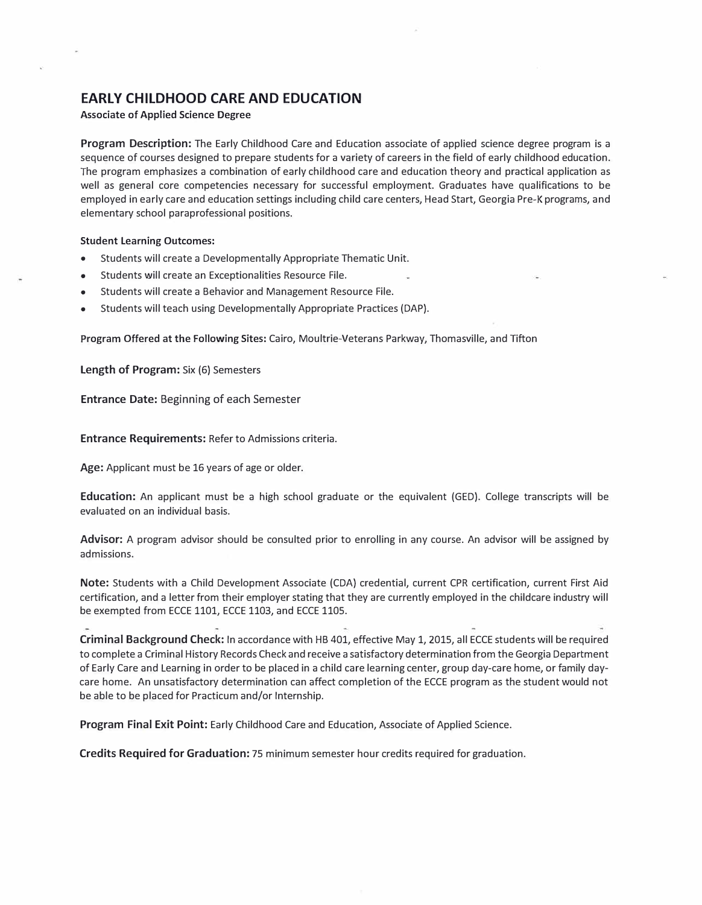# EARLY CHILDHOOD CARE AND EDUCATION

**Associate of Applied Science Degree**

**Program Description:** The Early Childhood Care and Education associate of applied science degree program is a sequence of courses designed to prepare students for a variety of careers in the field of early childhood education. The program emphasizes a combination of early childhood care and education theory and practical application as well as general core competencies necessary for successful employment. Graduates have qualifications to be employed in early care and education settings including child care centers, Head Start, Georgia Pre-K programs, and elementary school paraprofessional positions.

**Student Learning Outcomes:**

- Students will create a Developmentally Appropriate Thematic Unit.
- Students will create an Exceptionalities Resource File.
- Students will create a Behavior and Management Resource File.
- Students will teach using Developmentally Appropriate Practices (DAP).

**Program Offered at the Following Sites:** Cairo, Moultrie-Veterans Parkway, Thomasville, and Tifton

**Length of Program:** Six (6) Semesters

**Entrance Date:** Beginning of each Semester

**Entrance Requirements:** Refer to Admissions criteria.

**Age:** Applicant must be 16 years of age or older.

**Education:** An applicant must be a high school graduate or the equivalent (GED). College transcripts will be evaluated on an individual basis.

**Advisor:** A program advisor should be consulted prior to enrolling in any course. An advisor will be assigned by admissions.

**Note:** Students with a Child Development Associate (CDA) credential, current CPR certification, current First Aid certification, and a letter from their employer stating that they are currently employed in the childcare industry will be exempted from ECCE 1101, ECCE 1103, and ECCE 1105.

**Criminal Background Check:** In accordance with HB 401, effective May 1, 2015, all ECCE students will be required to complete a Criminal History Records Check and receive a satisfactory determination from the Georgia Department of Early Care and Learning in order to be placed in a child care learning center, group day-care home, or family day-care home. An unsatisfactory determination can affect completion of the ECCE program as the student would not be able to be placed for Practicum and/or Internship.

**Program Final Exit Point:** Early Childhood Care and Education, Associate of Applied Science.

**Credits Required for Graduation:** 75 minimum semester hour credits required for graduation.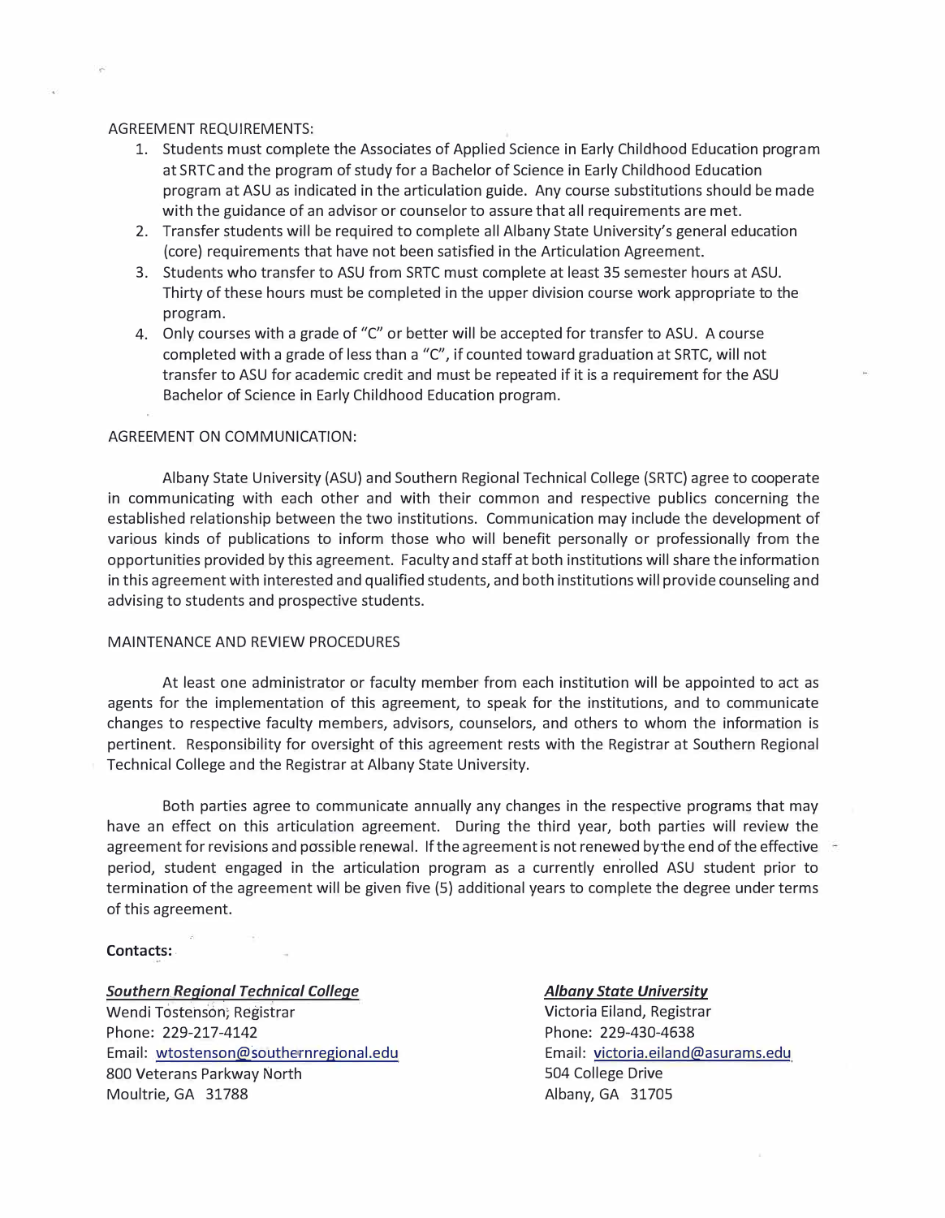AGREEMENT REQUIREMENTS:

1. Students must complete the Associates of Applied Science in Early Childhood Education program at SRTC and the program of study for a Bachelor of Science in Early Childhood Education program at ASU as indicated in the articulation guide. Any course substitutions should be made with the guidance of an advisor or counselor to assure that all requirements are met.
2. Transfer students will be required to complete all Albany State University's general education (core) requirements that have not been satisfied in the Articulation Agreement.
3. Students who transfer to ASU from SRTC must complete at least 35 semester hours at ASU. Thirty of these hours must be completed in the upper division course work appropriate to the program.
4. Only courses with a grade of "C" or better will be accepted for transfer to ASU. A course completed with a grade of less than a "C", if counted toward graduation at SRTC, will not transfer to ASU for academic credit and must be repeated if it is a requirement for the ASU Bachelor of Science in Early Childhood Education program.

AGREEMENT ON COMMUNICATION:

Albany State University (ASU) and Southern Regional Technical College (SRTC) agree to cooperate in communicating with each other and with their common and respective publics concerning the established relationship between the two institutions. Communication may include the development of various kinds of publications to inform those who will benefit personally or professionally from the opportunities provided by this agreement. Faculty and staff at both institutions will share the information in this agreement with interested and qualified students, and both institutions will provide counseling and advising to students and prospective students.

MAINTENANCE AND REVIEW PROCEDURES

At least one administrator or faculty member from each institution will be appointed to act as agents for the implementation of this agreement, to speak for the institutions, and to communicate changes to respective faculty members, advisors, counselors, and others to whom the information is pertinent. Responsibility for oversight of this agreement rests with the Registrar at Southern Regional Technical College and the Registrar at Albany State University.

Both parties agree to communicate annually any changes in the respective programs that may have an effect on this articulation agreement. During the third year, both parties will review the agreement for revisions and possible renewal. If the agreement is not renewed by the end of the effective period, student engaged in the articulation program as a currently enrolled ASU student prior to termination of the agreement will be given five (5) additional years to complete the degree under terms of this agreement.

**Contacts:**

***Southern Regional Technical College***
Wendi Tostenson, Registrar
Phone: 229-217-4142
Email: wtostenson@southernregional.edu
800 Veterans Parkway North
Moultrie, GA 31788

***Albany State University***
Victoria Eiland, Registrar
Phone: 229-430-4638
Email: victoria.eiland@asurams.edu
504 College Drive
Albany, GA 31705